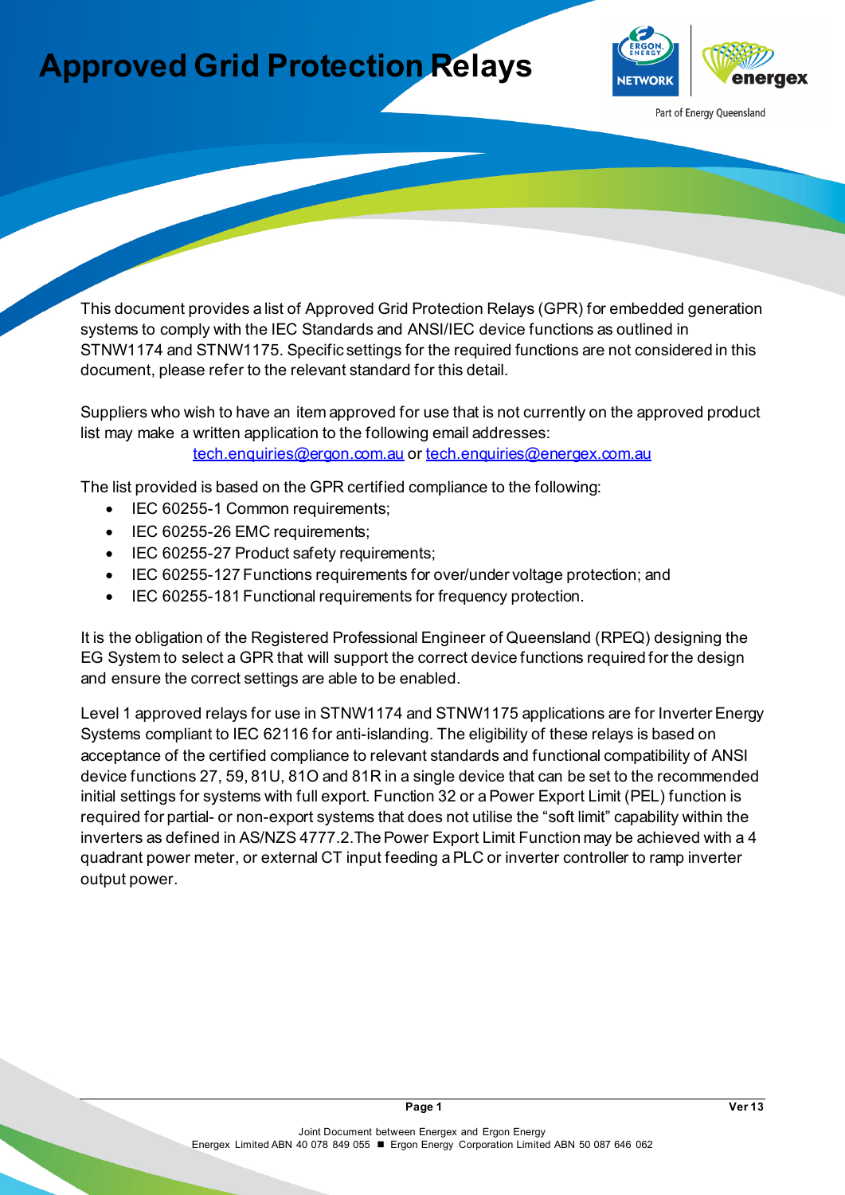# Approved Grid Protection Relays

This document provides a list of Approved Grid Protection Relays (GPR) for embedded generation systems to comply with the IEC Standards and ANSI/IEC device functions as outlined in STNW1174 and STNW1175. Specific settings for the required functions are not considered in this document, please refer to the relevant standard for this detail.

Suppliers who wish to have an item approved for use that is not currently on the approved product list may make a written application to the following email addresses:
tech.enquiries@ergon.com.au or tech.enquiries@energex.com.au

The list provided is based on the GPR certified compliance to the following:

- IEC 60255-1 Common requirements;
- IEC 60255-26 EMC requirements;
- IEC 60255-27 Product safety requirements;
- IEC 60255-127 Functions requirements for over/under voltage protection; and
- IEC 60255-181 Functional requirements for frequency protection.

It is the obligation of the Registered Professional Engineer of Queensland (RPEQ) designing the EG System to select a GPR that will support the correct device functions required for the design and ensure the correct settings are able to be enabled.

Level 1 approved relays for use in STNW1174 and STNW1175 applications are for Inverter Energy Systems compliant to IEC 62116 for anti-islanding. The eligibility of these relays is based on acceptance of the certified compliance to relevant standards and functional compatibility of ANSI device functions 27, 59, 81U, 81O and 81R in a single device that can be set to the recommended initial settings for systems with full export. Function 32 or a Power Export Limit (PEL) function is required for partial- or non-export systems that does not utilise the "soft limit" capability within the inverters as defined in AS/NZS 4777.2. The Power Export Limit Function may be achieved with a 4 quadrant power meter, or external CT input feeding a PLC or inverter controller to ramp inverter output power.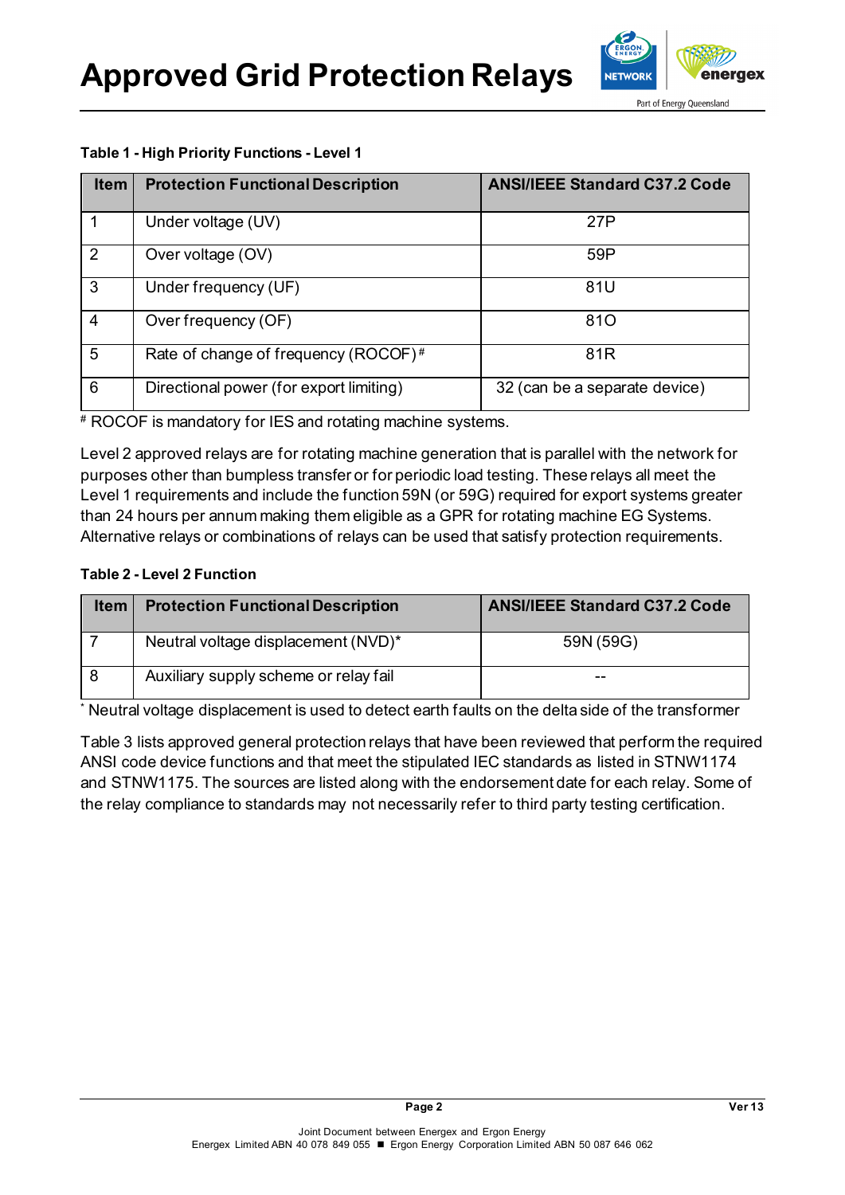# Approved Grid Protection Relays

**Table 1 - High Priority Functions - Level 1**

| Item | Protection Functional Description | ANSI/IEEE Standard C37.2 Code |
|---|---|---|
| 1 | Under voltage (UV) | 27P |
| 2 | Over voltage (OV) | 59P |
| 3 | Under frequency (UF) | 81U |
| 4 | Over frequency (OF) | 81O |
| 5 | Rate of change of frequency (ROCOF) # | 81R |
| 6 | Directional power (for export limiting) | 32 (can be a separate device) |

# ROCOF is mandatory for IES and rotating machine systems.

Level 2 approved relays are for rotating machine generation that is parallel with the network for purposes other than bumpless transfer or for periodic load testing. These relays all meet the Level 1 requirements and include the function 59N (or 59G) required for export systems greater than 24 hours per annum making them eligible as a GPR for rotating machine EG Systems. Alternative relays or combinations of relays can be used that satisfy protection requirements.

**Table 2 - Level 2 Function**

| Item | Protection Functional Description | ANSI/IEEE Standard C37.2 Code |
|---|---|---|
| 7 | Neutral voltage displacement (NVD)* | 59N (59G) |
| 8 | Auxiliary supply scheme or relay fail | -- |

* Neutral voltage displacement is used to detect earth faults on the delta side of the transformer

Table 3 lists approved general protection relays that have been reviewed that perform the required ANSI code device functions and that meet the stipulated IEC standards as listed in STNW1174 and STNW1175. The sources are listed along with the endorsement date for each relay. Some of the relay compliance to standards may not necessarily refer to third party testing certification.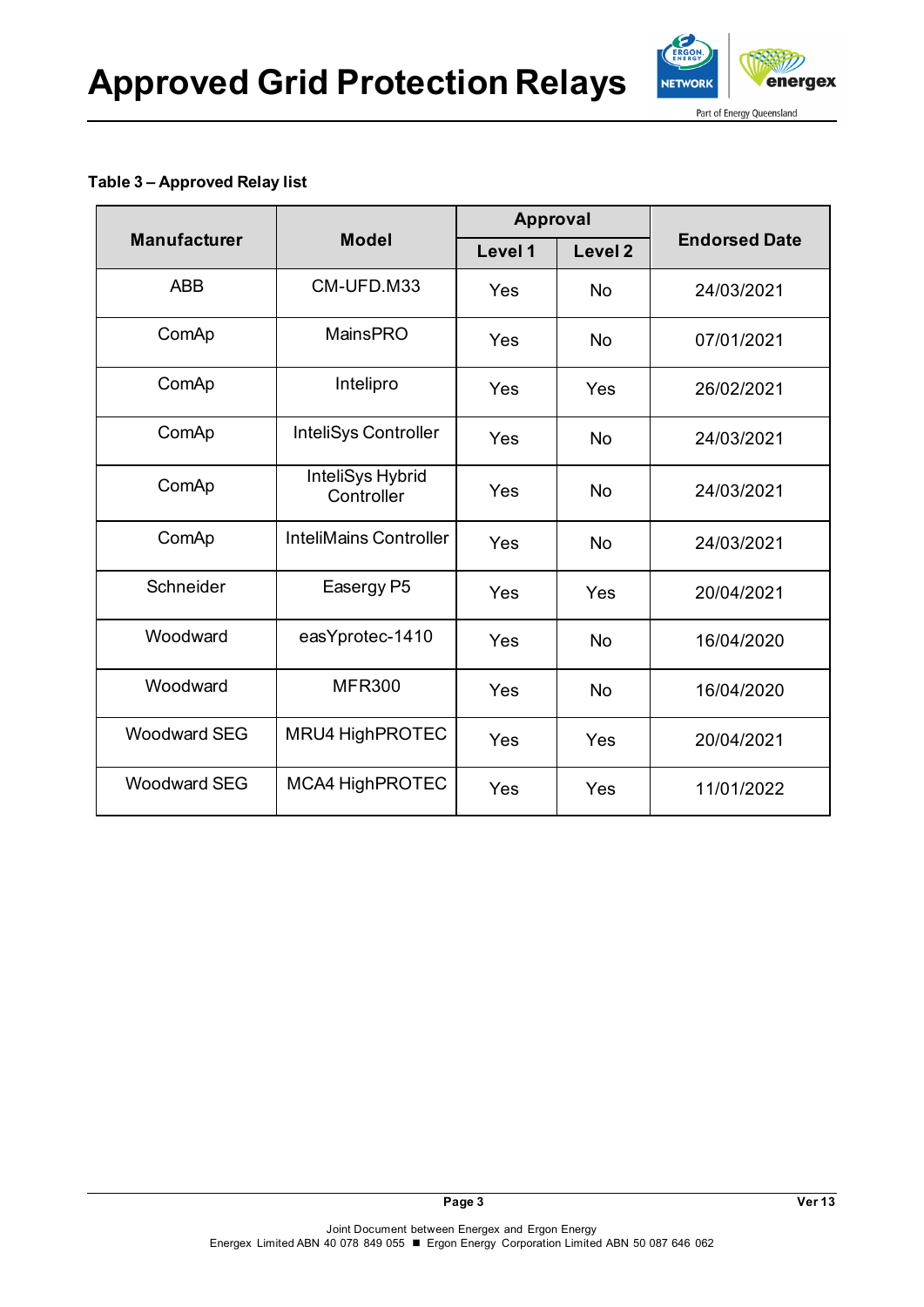# Approved Grid Protection Relays

**Table 3 – Approved Relay list**

| Manufacturer | Model | Approval | | Endorsed Date |
|---|---|---|---|---|
| | | Level 1 | Level 2 | |
| ABB | CM-UFD.M33 | Yes | No | 24/03/2021 |
| ComAp | MainsPRO | Yes | No | 07/01/2021 |
| ComAp | Intelipro | Yes | Yes | 26/02/2021 |
| ComAp | InteliSys Controller | Yes | No | 24/03/2021 |
| ComAp | InteliSys Hybrid Controller | Yes | No | 24/03/2021 |
| ComAp | InteliMains Controller | Yes | No | 24/03/2021 |
| Schneider | Easergy P5 | Yes | Yes | 20/04/2021 |
| Woodward | easYprotec-1410 | Yes | No | 16/04/2020 |
| Woodward | MFR300 | Yes | No | 16/04/2020 |
| Woodward SEG | MRU4 HighPROTEC | Yes | Yes | 20/04/2021 |
| Woodward SEG | MCA4 HighPROTEC | Yes | Yes | 11/01/2022 |